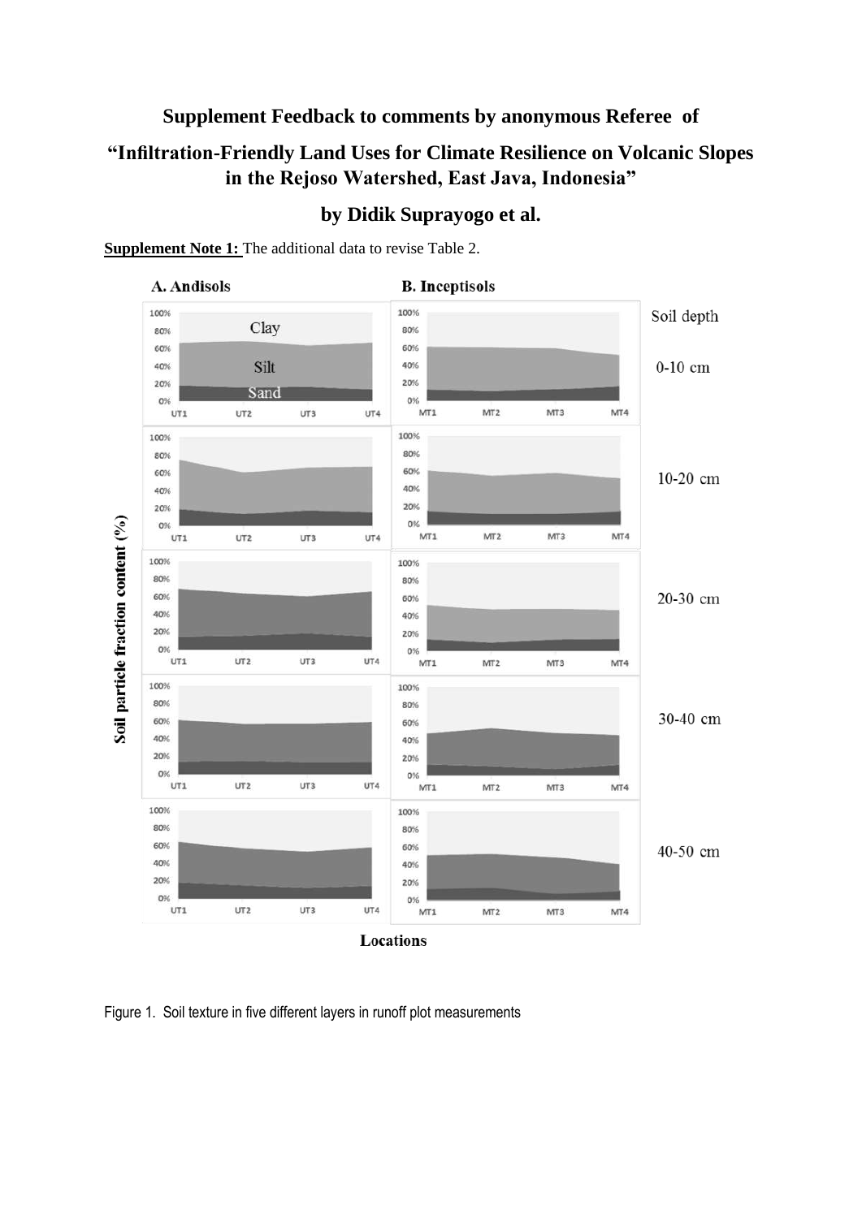# Supplement Feedback to comments by anonymous Referee of

# "Infiltration-Friendly Land Uses for Climate Resilience on Volcanic Slopes in the Rejoso Watershed, East Java, Indonesia"

## by Didik Suprayogo et al.

**Supplement Note 1:** The additional data to revise Table 2.

Figure 1. Soil texture in five different layers in runoff plot measurements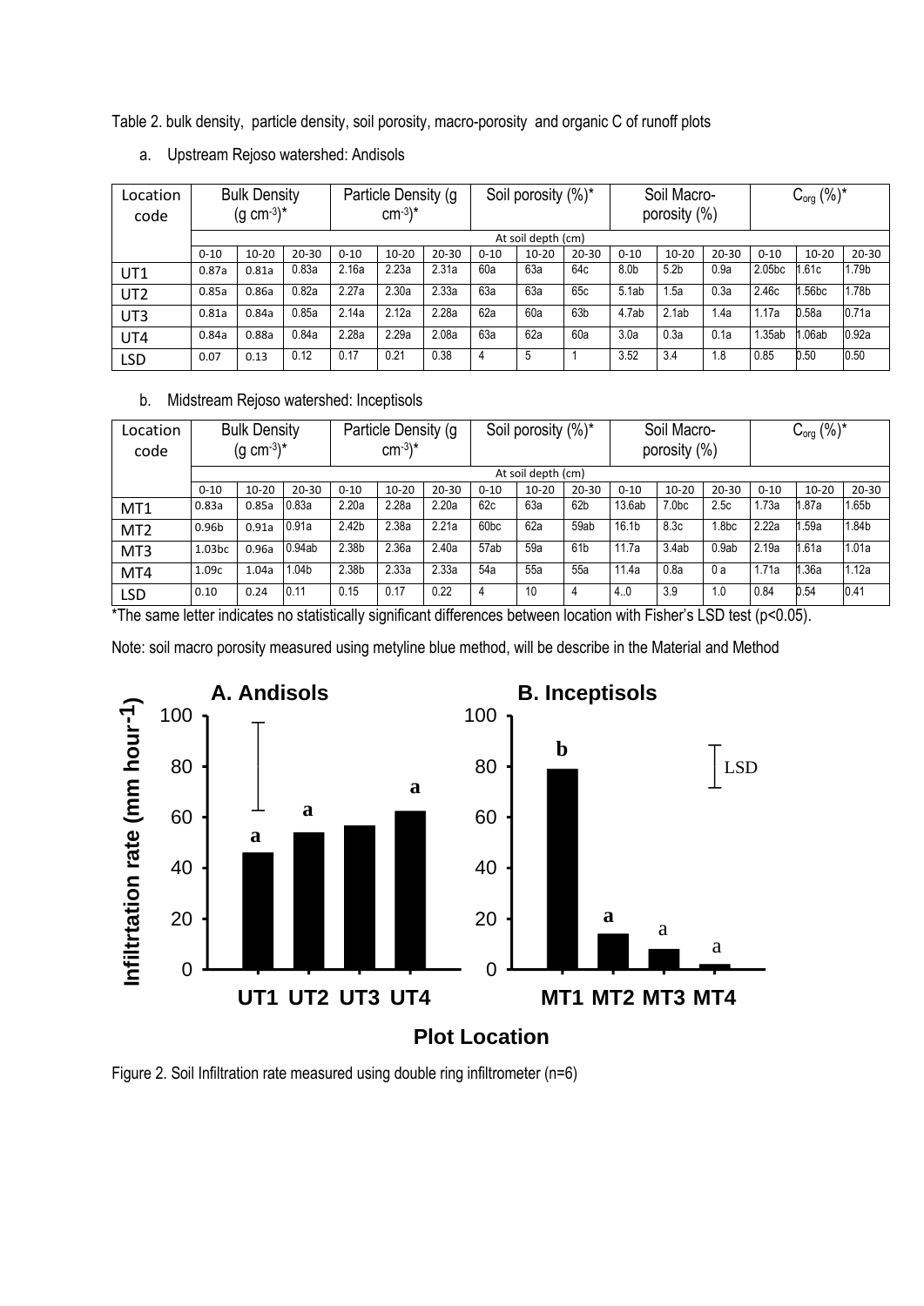Table 2. bulk density, particle density, soil porosity, macro-porosity and organic C of runoff plots

a. Upstream Rejoso watershed: Andisols

| Location code | Bulk Density (g $cm^{-3}$)* | | | Particle Density (g $cm^{-3}$)* | | | Soil porosity (%)* | | | Soil Macro-porosity (%) | | | $C_{org}$ (%)* | | |
|---|---|---|---|---|---|---|---|---|---|---|---|---|---|---|---|
| | At soil depth (cm) | | | | | | | | | | | | | | |
| | 0-10 | 10-20 | 20-30 | 0-10 | 10-20 | 20-30 | 0-10 | 10-20 | 20-30 | 0-10 | 10-20 | 20-30 | 0-10 | 10-20 | 20-30 |
| UT1 | 0.87a | 0.81a | 0.83a | 2.16a | 2.23a | 2.31a | 60a | 63a | 64c | 8.0b | 5.2b | 0.9a | 2.05bc | 1.61c | 1.79b |
| UT2 | 0.85a | 0.86a | 0.82a | 2.27a | 2.30a | 2.33a | 63a | 63a | 65c | 5.1ab | 1.5a | 0.3a | 2.46c | 1.56bc | 1.78b |
| UT3 | 0.81a | 0.84a | 0.85a | 2.14a | 2.12a | 2.28a | 62a | 60a | 63b | 4.7ab | 2.1ab | 1.4a | 1.17a | 0.58a | 0.71a |
| UT4 | 0.84a | 0.88a | 0.84a | 2.28a | 2.29a | 2.08a | 63a | 62a | 60a | 3.0a | 0.3a | 0.1a | 1.35ab | 1.06ab | 0.92a |
| LSD | 0.07 | 0.13 | 0.12 | 0.17 | 0.21 | 0.38 | 4 | 5 | 1 | 3.52 | 3.4 | 1.8 | 0.85 | 0.50 | 0.50 |

b. Midstream Rejoso watershed: Inceptisols

| Location code | Bulk Density (g $cm^{-3}$)* | | | Particle Density (g $cm^{-3}$)* | | | Soil porosity (%)* | | | Soil Macro-porosity (%) | | | $C_{org}$ (%)* | | |
|---|---|---|---|---|---|---|---|---|---|---|---|---|---|---|---|
| | At soil depth (cm) | | | | | | | | | | | | | | |
| | 0-10 | 10-20 | 20-30 | 0-10 | 10-20 | 20-30 | 0-10 | 10-20 | 20-30 | 0-10 | 10-20 | 20-30 | 0-10 | 10-20 | 20-30 |
| MT1 | 0.83a | 0.85a | 0.83a | 2.20a | 2.28a | 2.20a | 62c | 63a | 62b | 13.6ab | 7.0bc | 2.5c | 1.73a | 1.87a | 1.65b |
| MT2 | 0.96b | 0.91a | 0.91a | 2.42b | 2.38a | 2.21a | 60bc | 62a | 59ab | 16.1b | 8.3c | 1.8bc | 2.22a | 1.59a | 1.84b |
| MT3 | 1.03bc | 0.96a | 0.94ab | 2.38b | 2.36a | 2.40a | 57ab | 59a | 61b | 11.7a | 3.4ab | 0.9ab | 2.19a | 1.61a | 1.01a |
| MT4 | 1.09c | 1.04a | 1.04b | 2.38b | 2.33a | 2.33a | 54a | 55a | 55a | 11.4a | 0.8a | 0 a | 1.71a | 1.36a | 1.12a |
| LSD | 0.10 | 0.24 | 0.11 | 0.15 | 0.17 | 0.22 | 4 | 10 | 4 | 4..0 | 3.9 | 1.0 | 0.84 | 0.54 | 0.41 |

*The same letter indicates no statistically significant differences between location with Fisher's LSD test ($p<0.05$).

Note: soil macro porosity measured using metyline blue method, will be describe in the Material and Method

Figure 2. Soil Infiltration rate measured using double ring infiltrometer (n=6)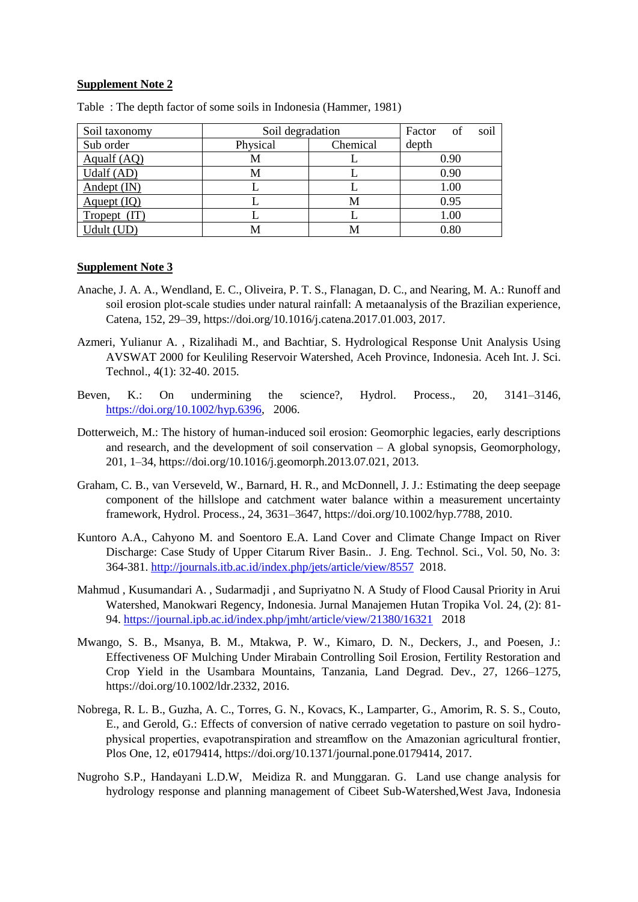**Supplement Note 2**

Table : The depth factor of some soils in Indonesia (Hammer, 1981)

| Soil taxonomy | Soil degradation | | Factor of soil depth |
|---|---|---|---|
| Sub order | Physical | Chemical | |
| Aqualf (AQ) | M | L | 0.90 |
| Udalf (AD) | M | L | 0.90 |
| Andept (IN) | L | L | 1.00 |
| Aquept (IQ) | L | M | 0.95 |
| Tropept (IT) | L | L | 1.00 |
| Udult (UD) | M | M | 0.80 |

**Supplement Note 3**

Anache, J. A. A., Wendland, E. C., Oliveira, P. T. S., Flanagan, D. C., and Nearing, M. A.: Runoff and soil erosion plot-scale studies under natural rainfall: A metaanalysis of the Brazilian experience, Catena, 152, 29–39, https://doi.org/10.1016/j.catena.2017.01.003, 2017.

Azmeri, Yulianur A. , Rizalihadi M., and Bachtiar, S. Hydrological Response Unit Analysis Using AVSWAT 2000 for Keuliling Reservoir Watershed, Aceh Province, Indonesia. Aceh Int. J. Sci. Technol., 4(1): 32-40. 2015.

Beven, K.: On undermining the science?, Hydrol. Process., 20, 3141–3146, https://doi.org/10.1002/hyp.6396, 2006.

Dotterweich, M.: The history of human-induced soil erosion: Geomorphic legacies, early descriptions and research, and the development of soil conservation – A global synopsis, Geomorphology, 201, 1–34, https://doi.org/10.1016/j.geomorph.2013.07.021, 2013.

Graham, C. B., van Verseveld, W., Barnard, H. R., and McDonnell, J. J.: Estimating the deep seepage component of the hillslope and catchment water balance within a measurement uncertainty framework, Hydrol. Process., 24, 3631–3647, https://doi.org/10.1002/hyp.7788, 2010.

Kuntoro A.A., Cahyono M. and Soentoro E.A. Land Cover and Climate Change Impact on River Discharge: Case Study of Upper Citarum River Basin.. J. Eng. Technol. Sci., Vol. 50, No. 3: 364-381. http://journals.itb.ac.id/index.php/jets/article/view/8557 2018.

Mahmud , Kusumandari A. , Sudarmadji , and Supriyatno N. A Study of Flood Causal Priority in Arui Watershed, Manokwari Regency, Indonesia. Jurnal Manajemen Hutan Tropika Vol. 24, (2): 81-94. https://journal.ipb.ac.id/index.php/jmht/article/view/21380/16321 2018

Mwango, S. B., Msanya, B. M., Mtakwa, P. W., Kimaro, D. N., Deckers, J., and Poesen, J.: Effectiveness OF Mulching Under Mirabain Controlling Soil Erosion, Fertility Restoration and Crop Yield in the Usambara Mountains, Tanzania, Land Degrad. Dev., 27, 1266–1275, https://doi.org/10.1002/ldr.2332, 2016.

Nobrega, R. L. B., Guzha, A. C., Torres, G. N., Kovacs, K., Lamparter, G., Amorim, R. S. S., Couto, E., and Gerold, G.: Effects of conversion of native cerrado vegetation to pasture on soil hydro-physical properties, evapotranspiration and streamflow on the Amazonian agricultural frontier, Plos One, 12, e0179414, https://doi.org/10.1371/journal.pone.0179414, 2017.

Nugroho S.P., Handayani L.D.W, Meidiza R. and Munggaran. G. Land use change analysis for hydrology response and planning management of Cibeet Sub-Watershed,West Java, Indonesia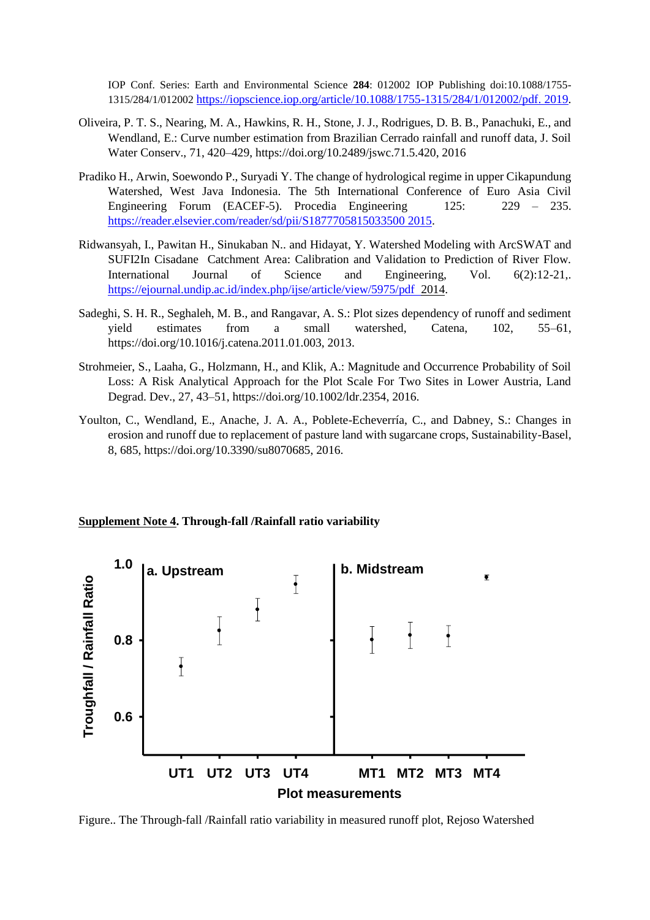IOP Conf. Series: Earth and Environmental Science **284**: 012002 IOP Publishing doi:10.1088/1755-1315/284/1/012002 https://iopscience.iop.org/article/10.1088/1755-1315/284/1/012002/pdf. 2019.

Oliveira, P. T. S., Nearing, M. A., Hawkins, R. H., Stone, J. J., Rodrigues, D. B. B., Panachuki, E., and Wendland, E.: Curve number estimation from Brazilian Cerrado rainfall and runoff data, J. Soil Water Conserv., 71, 420–429, https://doi.org/10.2489/jswc.71.5.420, 2016

Pradiko H., Arwin, Soewondo P., Suryadi Y. The change of hydrological regime in upper Cikapundung Watershed, West Java Indonesia. The 5th International Conference of Euro Asia Civil Engineering Forum (EACEF-5). Procedia Engineering 125: 229 – 235. https://reader.elsevier.com/reader/sd/pii/S1877705815033500 2015.

Ridwansyah, I., Pawitan H., Sinukaban N.. and Hidayat, Y. Watershed Modeling with ArcSWAT and SUFI2In Cisadane Catchment Area: Calibration and Validation to Prediction of River Flow. International Journal of Science and Engineering, Vol. 6(2):12-21,. https://ejournal.undip.ac.id/index.php/ijse/article/view/5975/pdf 2014.

Sadeghi, S. H. R., Seghaleh, M. B., and Rangavar, A. S.: Plot sizes dependency of runoff and sediment yield estimates from a small watershed, Catena, 102, 55–61, https://doi.org/10.1016/j.catena.2011.01.003, 2013.

Strohmeier, S., Laaha, G., Holzmann, H., and Klik, A.: Magnitude and Occurrence Probability of Soil Loss: A Risk Analytical Approach for the Plot Scale For Two Sites in Lower Austria, Land Degrad. Dev., 27, 43–51, https://doi.org/10.1002/ldr.2354, 2016.

Youlton, C., Wendland, E., Anache, J. A. A., Poblete-Echeverría, C., and Dabney, S.: Changes in erosion and runoff due to replacement of pasture land with sugarcane crops, Sustainability-Basel, 8, 685, https://doi.org/10.3390/su8070685, 2016.

**Supplement Note 4. Through-fall /Rainfall ratio variability**

Figure.. The Through-fall /Rainfall ratio variability in measured runoff plot, Rejoso Watershed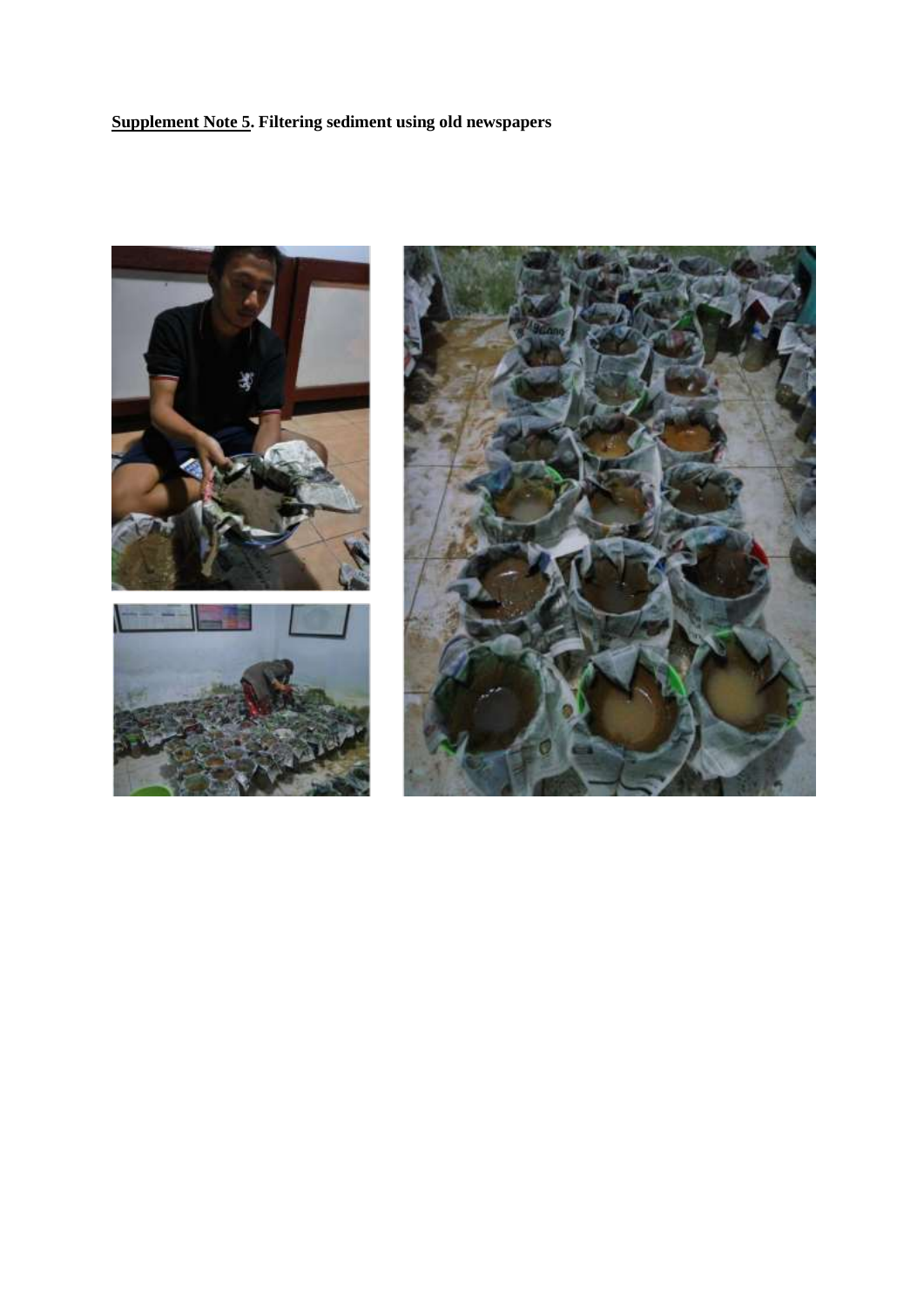**Supplement Note 5. Filtering sediment using old newspapers**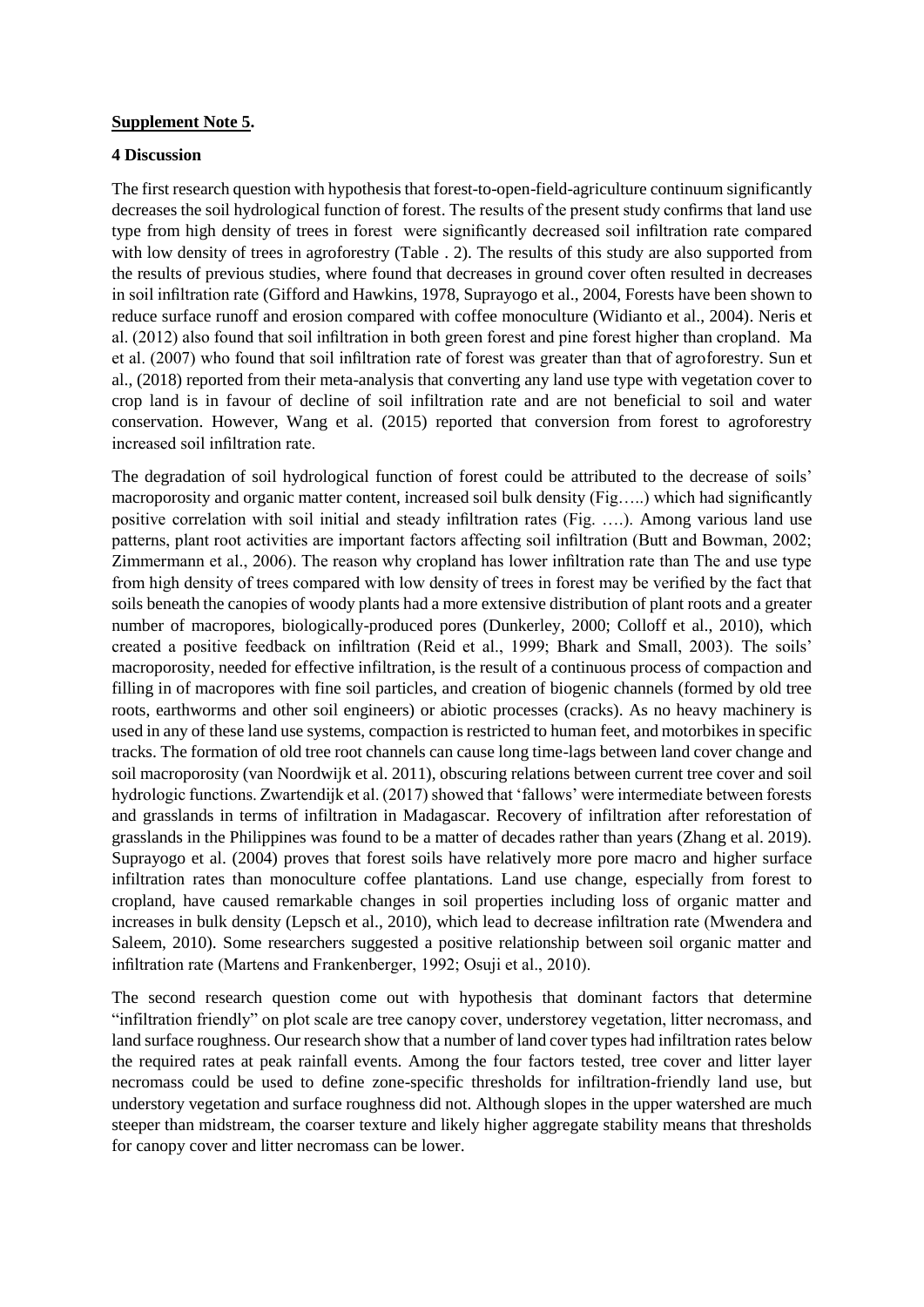**Supplement Note 5.**

**4 Discussion**

The first research question with hypothesis that forest-to-open-field-agriculture continuum significantly decreases the soil hydrological function of forest. The results of the present study confirms that land use type from high density of trees in forest were significantly decreased soil infiltration rate compared with low density of trees in agroforestry (Table . 2). The results of this study are also supported from the results of previous studies, where found that decreases in ground cover often resulted in decreases in soil infiltration rate (Gifford and Hawkins, 1978, Suprayogo et al., 2004, Forests have been shown to reduce surface runoff and erosion compared with coffee monoculture (Widianto et al., 2004). Neris et al. (2012) also found that soil infiltration in both green forest and pine forest higher than cropland. Ma et al. (2007) who found that soil infiltration rate of forest was greater than that of agroforestry. Sun et al., (2018) reported from their meta-analysis that converting any land use type with vegetation cover to crop land is in favour of decline of soil infiltration rate and are not beneficial to soil and water conservation. However, Wang et al. (2015) reported that conversion from forest to agroforestry increased soil infiltration rate.

The degradation of soil hydrological function of forest could be attributed to the decrease of soils' macroporosity and organic matter content, increased soil bulk density (Fig…..) which had significantly positive correlation with soil initial and steady infiltration rates (Fig. ….). Among various land use patterns, plant root activities are important factors affecting soil infiltration (Butt and Bowman, 2002; Zimmermann et al., 2006). The reason why cropland has lower infiltration rate than The and use type from high density of trees compared with low density of trees in forest may be verified by the fact that soils beneath the canopies of woody plants had a more extensive distribution of plant roots and a greater number of macropores, biologically-produced pores (Dunkerley, 2000; Colloff et al., 2010), which created a positive feedback on infiltration (Reid et al., 1999; Bhark and Small, 2003). The soils' macroporosity, needed for effective infiltration, is the result of a continuous process of compaction and filling in of macropores with fine soil particles, and creation of biogenic channels (formed by old tree roots, earthworms and other soil engineers) or abiotic processes (cracks). As no heavy machinery is used in any of these land use systems, compaction is restricted to human feet, and motorbikes in specific tracks. The formation of old tree root channels can cause long time-lags between land cover change and soil macroporosity (van Noordwijk et al. 2011), obscuring relations between current tree cover and soil hydrologic functions. Zwartendijk et al. (2017) showed that 'fallows' were intermediate between forests and grasslands in terms of infiltration in Madagascar. Recovery of infiltration after reforestation of grasslands in the Philippines was found to be a matter of decades rather than years (Zhang et al. 2019). Suprayogo et al. (2004) proves that forest soils have relatively more pore macro and higher surface infiltration rates than monoculture coffee plantations. Land use change, especially from forest to cropland, have caused remarkable changes in soil properties including loss of organic matter and increases in bulk density (Lepsch et al., 2010), which lead to decrease infiltration rate (Mwendera and Saleem, 2010). Some researchers suggested a positive relationship between soil organic matter and infiltration rate (Martens and Frankenberger, 1992; Osuji et al., 2010).

The second research question come out with hypothesis that dominant factors that determine "infiltration friendly" on plot scale are tree canopy cover, understorey vegetation, litter necromass, and land surface roughness. Our research show that a number of land cover types had infiltration rates below the required rates at peak rainfall events. Among the four factors tested, tree cover and litter layer necromass could be used to define zone-specific thresholds for infiltration-friendly land use, but understory vegetation and surface roughness did not. Although slopes in the upper watershed are much steeper than midstream, the coarser texture and likely higher aggregate stability means that thresholds for canopy cover and litter necromass can be lower.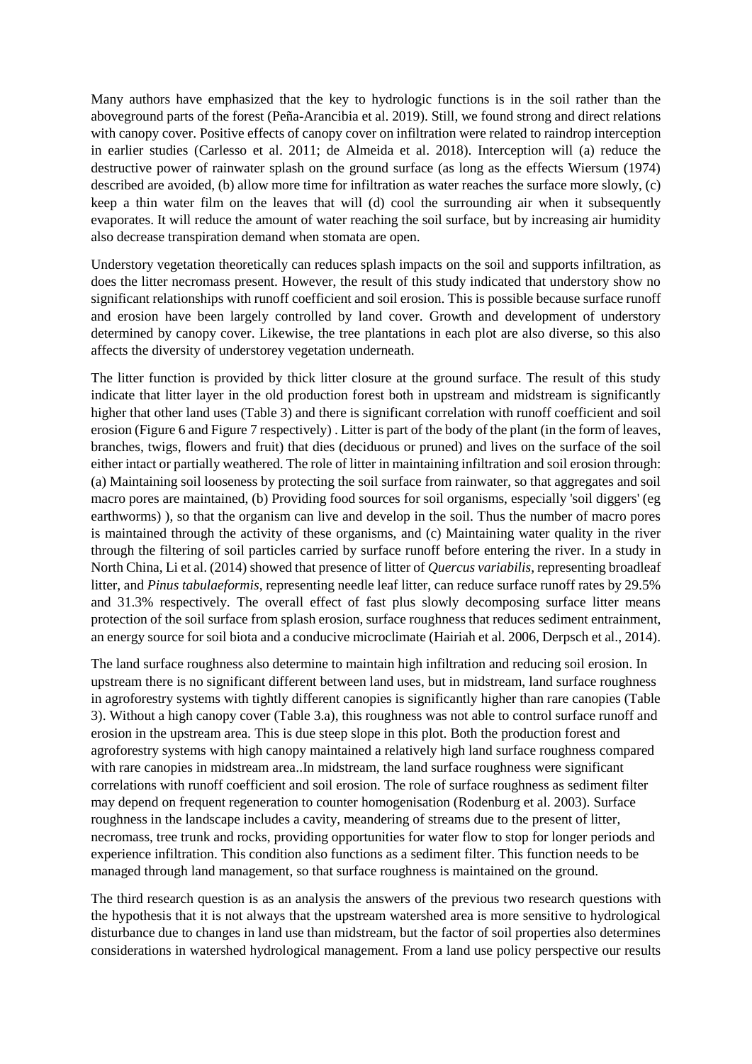Many authors have emphasized that the key to hydrologic functions is in the soil rather than the aboveground parts of the forest (Peña-Arancibia et al. 2019). Still, we found strong and direct relations with canopy cover. Positive effects of canopy cover on infiltration were related to raindrop interception in earlier studies (Carlesso et al. 2011; de Almeida et al. 2018). Interception will (a) reduce the destructive power of rainwater splash on the ground surface (as long as the effects Wiersum (1974) described are avoided, (b) allow more time for infiltration as water reaches the surface more slowly, (c) keep a thin water film on the leaves that will (d) cool the surrounding air when it subsequently evaporates. It will reduce the amount of water reaching the soil surface, but by increasing air humidity also decrease transpiration demand when stomata are open.

Understory vegetation theoretically can reduces splash impacts on the soil and supports infiltration, as does the litter necromass present. However, the result of this study indicated that understory show no significant relationships with runoff coefficient and soil erosion. This is possible because surface runoff and erosion have been largely controlled by land cover. Growth and development of understory determined by canopy cover. Likewise, the tree plantations in each plot are also diverse, so this also affects the diversity of understorey vegetation underneath.

The litter function is provided by thick litter closure at the ground surface. The result of this study indicate that litter layer in the old production forest both in upstream and midstream is significantly higher that other land uses (Table 3) and there is significant correlation with runoff coefficient and soil erosion (Figure 6 and Figure 7 respectively) . Litter is part of the body of the plant (in the form of leaves, branches, twigs, flowers and fruit) that dies (deciduous or pruned) and lives on the surface of the soil either intact or partially weathered. The role of litter in maintaining infiltration and soil erosion through: (a) Maintaining soil looseness by protecting the soil surface from rainwater, so that aggregates and soil macro pores are maintained, (b) Providing food sources for soil organisms, especially 'soil diggers' (eg earthworms) ), so that the organism can live and develop in the soil. Thus the number of macro pores is maintained through the activity of these organisms, and (c) Maintaining water quality in the river through the filtering of soil particles carried by surface runoff before entering the river. In a study in North China, Li et al. (2014) showed that presence of litter of *Quercus variabilis*, representing broadleaf litter, and *Pinus tabulaeformis*, representing needle leaf litter, can reduce surface runoff rates by 29.5% and 31.3% respectively. The overall effect of fast plus slowly decomposing surface litter means protection of the soil surface from splash erosion, surface roughness that reduces sediment entrainment, an energy source for soil biota and a conducive microclimate (Hairiah et al. 2006, Derpsch et al., 2014).

The land surface roughness also determine to maintain high infiltration and reducing soil erosion. In upstream there is no significant different between land uses, but in midstream, land surface roughness in agroforestry systems with tightly different canopies is significantly higher than rare canopies (Table 3). Without a high canopy cover (Table 3.a), this roughness was not able to control surface runoff and erosion in the upstream area. This is due steep slope in this plot. Both the production forest and agroforestry systems with high canopy maintained a relatively high land surface roughness compared with rare canopies in midstream area..In midstream, the land surface roughness were significant correlations with runoff coefficient and soil erosion. The role of surface roughness as sediment filter may depend on frequent regeneration to counter homogenisation (Rodenburg et al. 2003). Surface roughness in the landscape includes a cavity, meandering of streams due to the present of litter, necromass, tree trunk and rocks, providing opportunities for water flow to stop for longer periods and experience infiltration. This condition also functions as a sediment filter. This function needs to be managed through land management, so that surface roughness is maintained on the ground.

The third research question is as an analysis the answers of the previous two research questions with the hypothesis that it is not always that the upstream watershed area is more sensitive to hydrological disturbance due to changes in land use than midstream, but the factor of soil properties also determines considerations in watershed hydrological management. From a land use policy perspective our results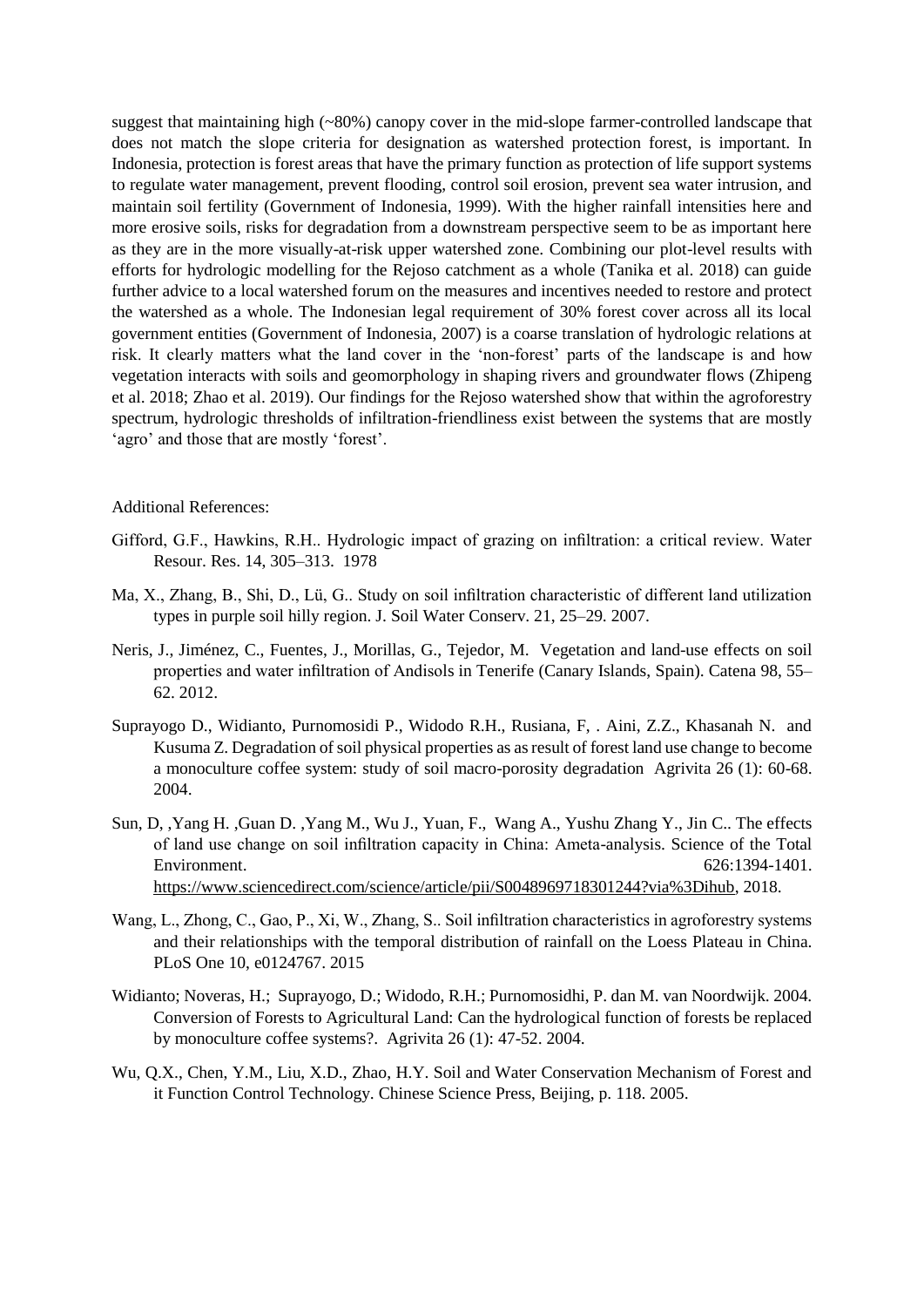suggest that maintaining high (~80%) canopy cover in the mid-slope farmer-controlled landscape that does not match the slope criteria for designation as watershed protection forest, is important. In Indonesia, protection is forest areas that have the primary function as protection of life support systems to regulate water management, prevent flooding, control soil erosion, prevent sea water intrusion, and maintain soil fertility (Government of Indonesia, 1999). With the higher rainfall intensities here and more erosive soils, risks for degradation from a downstream perspective seem to be as important here as they are in the more visually-at-risk upper watershed zone. Combining our plot-level results with efforts for hydrologic modelling for the Rejoso catchment as a whole (Tanika et al. 2018) can guide further advice to a local watershed forum on the measures and incentives needed to restore and protect the watershed as a whole. The Indonesian legal requirement of 30% forest cover across all its local government entities (Government of Indonesia, 2007) is a coarse translation of hydrologic relations at risk. It clearly matters what the land cover in the 'non-forest' parts of the landscape is and how vegetation interacts with soils and geomorphology in shaping rivers and groundwater flows (Zhipeng et al. 2018; Zhao et al. 2019). Our findings for the Rejoso watershed show that within the agroforestry spectrum, hydrologic thresholds of infiltration-friendliness exist between the systems that are mostly 'agro' and those that are mostly 'forest'.

Additional References:

Gifford, G.F., Hawkins, R.H.. Hydrologic impact of grazing on infiltration: a critical review. Water Resour. Res. 14, 305–313. 1978

Ma, X., Zhang, B., Shi, D., Lü, G.. Study on soil infiltration characteristic of different land utilization types in purple soil hilly region. J. Soil Water Conserv. 21, 25–29. 2007.

Neris, J., Jiménez, C., Fuentes, J., Morillas, G., Tejedor, M. Vegetation and land-use effects on soil properties and water infiltration of Andisols in Tenerife (Canary Islands, Spain). Catena 98, 55–62. 2012.

Suprayogo D., Widianto, Purnomosidi P., Widodo R.H., Rusiana, F, . Aini, Z.Z., Khasanah N. and Kusuma Z. Degradation of soil physical properties as as result of forest land use change to become a monoculture coffee system: study of soil macro-porosity degradation Agrivita 26 (1): 60-68. 2004.

Sun, D, ,Yang H. ,Guan D. ,Yang M., Wu J., Yuan, F., Wang A., Yushu Zhang Y., Jin C.. The effects of land use change on soil infiltration capacity in China: Ameta-analysis. Science of the Total Environment. 626:1394-1401. https://www.sciencedirect.com/science/article/pii/S0048969718301244?via%3Dihub, 2018.

Wang, L., Zhong, C., Gao, P., Xi, W., Zhang, S.. Soil infiltration characteristics in agroforestry systems and their relationships with the temporal distribution of rainfall on the Loess Plateau in China. PLoS One 10, e0124767. 2015

Widianto; Noveras, H.; Suprayogo, D.; Widodo, R.H.; Purnomosidhi, P. dan M. van Noordwijk. 2004. Conversion of Forests to Agricultural Land: Can the hydrological function of forests be replaced by monoculture coffee systems?. Agrivita 26 (1): 47-52. 2004.

Wu, Q.X., Chen, Y.M., Liu, X.D., Zhao, H.Y. Soil and Water Conservation Mechanism of Forest and it Function Control Technology. Chinese Science Press, Beijing, p. 118. 2005.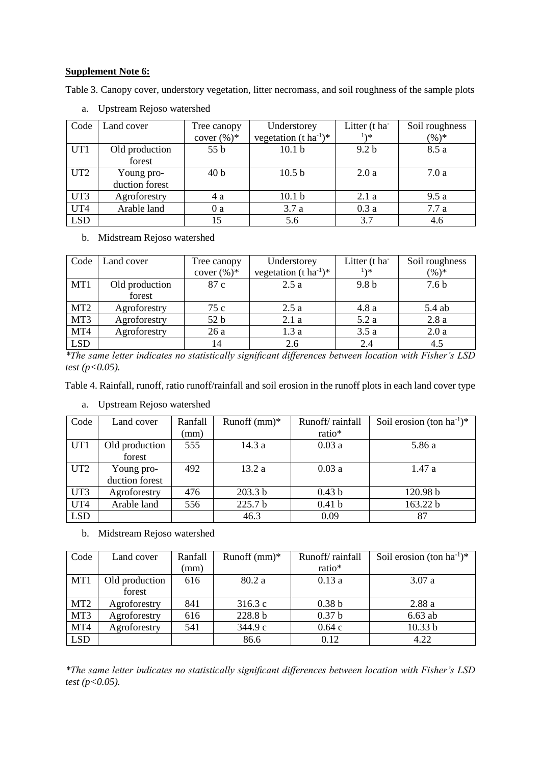**Supplement Note 6:**

Table 3. Canopy cover, understory vegetation, litter necromass, and soil roughness of the sample plots

a. Upstream Rejoso watershed

| Code | Land cover | Tree canopy cover (%)* | Understorey vegetation (t ha$^{-1}$)* | Litter (t ha$^{-1}$)* | Soil roughness (%)* |
|---|---|---|---|---|---|
| UT1 | Old production forest | 55 b | 10.1 b | 9.2 b | 8.5 a |
| UT2 | Young production forest | 40 b | 10.5 b | 2.0 a | 7.0 a |
| UT3 | Agroforestry | 4 a | 10.1 b | 2.1 a | 9.5 a |
| UT4 | Arable land | 0 a | 3.7 a | 0.3 a | 7.7 a |
| LSD | | 15 | 5.6 | 3.7 | 4.6 |

b. Midstream Rejoso watershed

| Code | Land cover | Tree canopy cover (%)* | Understorey vegetation (t ha$^{-1}$)* | Litter (t ha$^{-1}$)* | Soil roughness (%)* |
|---|---|---|---|---|---|
| MT1 | Old production forest | 87 c | 2.5 a | 9.8 b | 7.6 b |
| MT2 | Agroforestry | 75 c | 2.5 a | 4.8 a | 5.4 ab |
| MT3 | Agroforestry | 52 b | 2.1 a | 5.2 a | 2.8 a |
| MT4 | Agroforestry | 26 a | 1.3 a | 3.5 a | 2.0 a |
| LSD | | 14 | 2.6 | 2.4 | 4.5 |

*\*The same letter indicates no statistically significant differences between location with Fisher's LSD test ($p<0.05$).*

Table 4. Rainfall, runoff, ratio runoff/rainfall and soil erosion in the runoff plots in each land cover type

a. Upstream Rejoso watershed

| Code | Land cover | Ranfall (mm) | Runoff (mm)* | Runoff/ rainfall ratio* | Soil erosion (ton ha$^{-1}$)* |
|---|---|---|---|---|---|
| UT1 | Old production forest | 555 | 14.3 a | 0.03 a | 5.86 a |
| UT2 | Young production forest | 492 | 13.2 a | 0.03 a | 1.47 a |
| UT3 | Agroforestry | 476 | 203.3 b | 0.43 b | 120.98 b |
| UT4 | Arable land | 556 | 225.7 b | 0.41 b | 163.22 b |
| LSD | | | 46.3 | 0.09 | 87 |

b. Midstream Rejoso watershed

| Code | Land cover | Ranfall (mm) | Runoff (mm)* | Runoff/ rainfall ratio* | Soil erosion (ton ha$^{-1}$)* |
|---|---|---|---|---|---|
| MT1 | Old production forest | 616 | 80.2 a | 0.13 a | 3.07 a |
| MT2 | Agroforestry | 841 | 316.3 c | 0.38 b | 2.88 a |
| MT3 | Agroforestry | 616 | 228.8 b | 0.37 b | 6.63 ab |
| MT4 | Agroforestry | 541 | 344.9 c | 0.64 c | 10.33 b |
| LSD | | | 86.6 | 0.12 | 4.22 |

*\*The same letter indicates no statistically significant differences between location with Fisher's LSD test ($p<0.05$).*